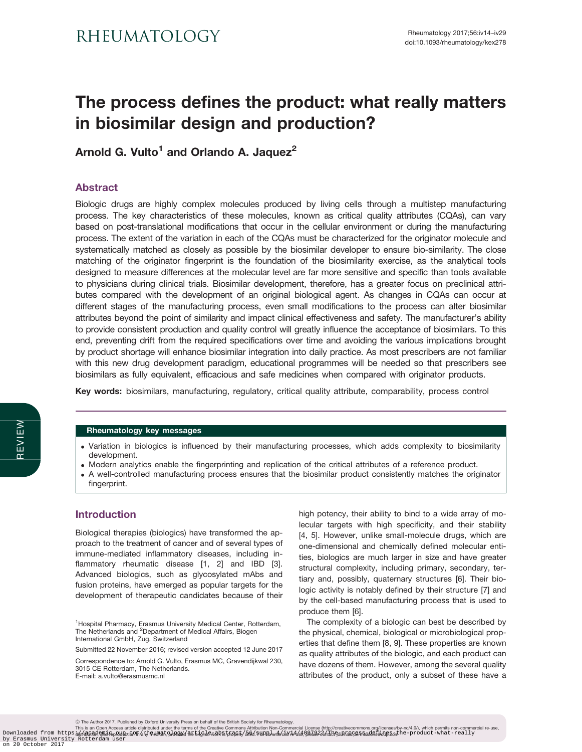# The process defines the product: what really matters in biosimilar design and production?

**Arnold G. Vulto[1] and Orlando A. Jaquez[2]**

## Abstract

Biologic drugs are highly complex molecules produced by living cells through a multistep manufacturing process. The key characteristics of these molecules, known as critical quality attributes (CQAs), can vary based on post-translational modifications that occur in the cellular environment or during the manufacturing process. The extent of the variation in each of the CQAs must be characterized for the originator molecule and systematically matched as closely as possible by the biosimilar developer to ensure bio-similarity. The close matching of the originator fingerprint is the foundation of the biosimilarity exercise, as the analytical tools designed to measure differences at the molecular level are far more sensitive and specific than tools available to physicians during clinical trials. Biosimilar development, therefore, has a greater focus on preclinical attributes compared with the development of an original biological agent. As changes in CQAs can occur at different stages of the manufacturing process, even small modifications to the process can alter biosimilar attributes beyond the point of similarity and impact clinical effectiveness and safety. The manufacturer's ability to provide consistent production and quality control will greatly influence the acceptance of biosimilars. To this end, preventing drift from the required specifications over time and avoiding the various implications brought by product shortage will enhance biosimilar integration into daily practice. As most prescribers are not familiar with this new drug development paradigm, educational programmes will be needed so that prescribers see biosimilars as fully equivalent, efficacious and safe medicines when compared with originator products.

**Key words:** biosimilars, manufacturing, regulatory, critical quality attribute, comparability, process control

**Rheumatology key messages**

- Variation in biologics is influenced by their manufacturing processes, which adds complexity to biosimilarity development.
- Modern analytics enable the fingerprinting and replication of the critical attributes of a reference product.
- A well-controlled manufacturing process ensures that the biosimilar product consistently matches the originator fingerprint.

## Introduction

Biological therapies (biologics) have transformed the approach to the treatment of cancer and of several types of immune-mediated inflammatory diseases, including inflammatory rheumatic disease [1, 2] and IBD [3]. Advanced biologics, such as glycosylated mAbs and fusion proteins, have emerged as popular targets for the development of therapeutic candidates because of their high potency, their ability to bind to a wide array of molecular targets with high specificity, and their stability [4, 5]. However, unlike small-molecule drugs, which are one-dimensional and chemically defined molecular entities, biologics are much larger in size and have greater structural complexity, including primary, secondary, tertiary and, possibly, quaternary structures [6]. Their biologic activity is notably defined by their structure [7] and by the cell-based manufacturing process that is used to produce them [6].

The complexity of a biologic can best be described by the physical, chemical, biological or microbiological properties that define them [8, 9]. These properties are known as quality attributes of the biologic, and each product can have dozens of them. However, among the several quality attributes of the product, only a subset of these have a

[1]Hospital Pharmacy, Erasmus University Medical Center, Rotterdam, The Netherlands and [2]Department of Medical Affairs, Biogen International GmbH, Zug, Switzerland

Submitted 22 November 2016; revised version accepted 12 June 2017

Correspondence to: Arnold G. Vulto, Erasmus MC, Gravendijkwal 230, 3015 CE Rotterdam, The Netherlands. E-mail: a.vulto@erasmusmc.nl

© The Author 2017. Published by Oxford University Press on behalf of the British Society for Rheumatology.
This is an Open Access article distributed under the terms of the Creative Commons Attribution Non-Commercial License (http://creativecommons.org/licenses/by-nc/4.0/), which permits non-commercial re-use, distribution, and reproduction in any medium, provided the original work is properly cited. For commercial re-use, please contact journals.permissions@oup.com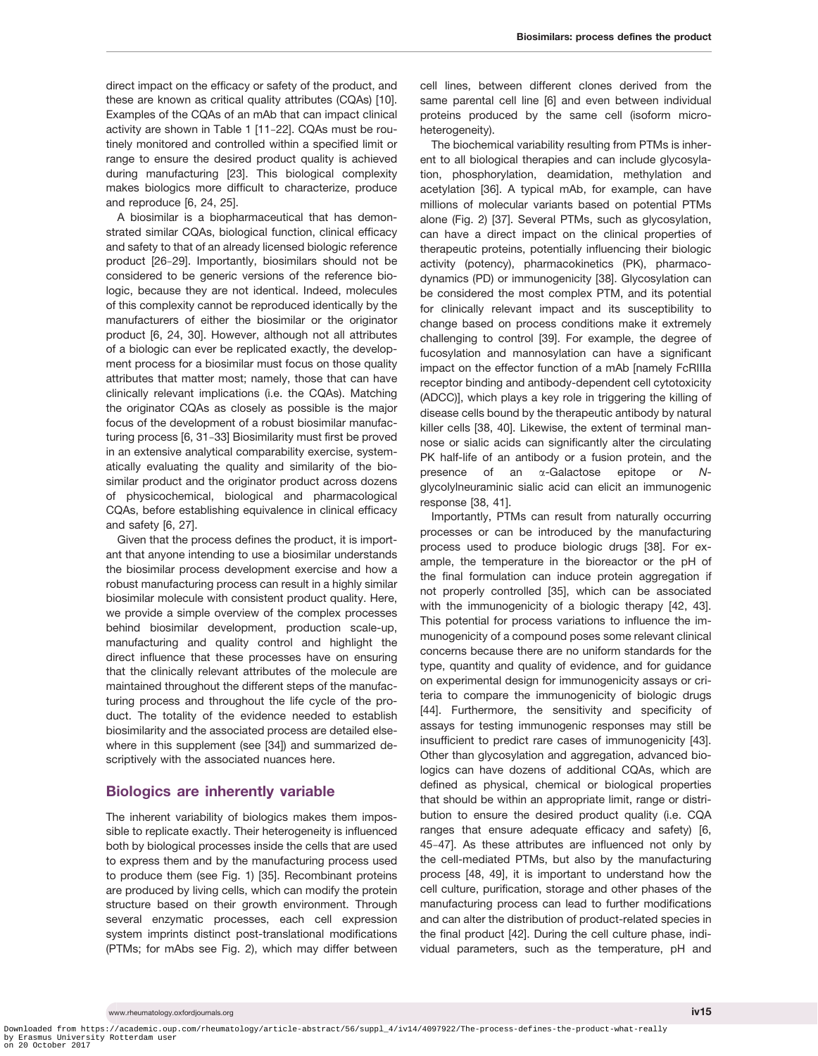direct impact on the efficacy or safety of the product, and these are known as critical quality attributes (CQAs) [10]. Examples of the CQAs of an mAb that can impact clinical activity are shown in Table 1 [11–22]. CQAs must be routinely monitored and controlled within a specified limit or range to ensure the desired product quality is achieved during manufacturing [23]. This biological complexity makes biologics more difficult to characterize, produce and reproduce [6, 24, 25].

A biosimilar is a biopharmaceutical that has demonstrated similar CQAs, biological function, clinical efficacy and safety to that of an already licensed biologic reference product [26–29]. Importantly, biosimilars should not be considered to be generic versions of the reference biologic, because they are not identical. Indeed, molecules of this complexity cannot be reproduced identically by the manufacturers of either the biosimilar or the originator product [6, 24, 30]. However, although not all attributes of a biologic can ever be replicated exactly, the development process for a biosimilar must focus on those quality attributes that matter most; namely, those that can have clinically relevant implications (i.e. the CQAs). Matching the originator CQAs as closely as possible is the major focus of the development of a robust biosimilar manufacturing process [6, 31–33] Biosimilarity must first be proved in an extensive analytical comparability exercise, systematically evaluating the quality and similarity of the biosimilar product and the originator product across dozens of physicochemical, biological and pharmacological CQAs, before establishing equivalence in clinical efficacy and safety [6, 27].

Given that the process defines the product, it is important that anyone intending to use a biosimilar understands the biosimilar process development exercise and how a robust manufacturing process can result in a highly similar biosimilar molecule with consistent product quality. Here, we provide a simple overview of the complex processes behind biosimilar development, production scale-up, manufacturing and quality control and highlight the direct influence that these processes have on ensuring that the clinically relevant attributes of the molecule are maintained throughout the different steps of the manufacturing process and throughout the life cycle of the product. The totality of the evidence needed to establish biosimilarity and the associated process are detailed elsewhere in this supplement (see [34]) and summarized descriptively with the associated nuances here.

## Biologics are inherently variable

The inherent variability of biologics makes them impossible to replicate exactly. Their heterogeneity is influenced both by biological processes inside the cells that are used to express them and by the manufacturing process used to produce them (see Fig. 1) [35]. Recombinant proteins are produced by living cells, which can modify the protein structure based on their growth environment. Through several enzymatic processes, each cell expression system imprints distinct post-translational modifications (PTMs; for mAbs see Fig. 2), which may differ between cell lines, between different clones derived from the same parental cell line [6] and even between individual proteins produced by the same cell (isoform micro-heterogeneity).

The biochemical variability resulting from PTMs is inherent to all biological therapies and can include glycosylation, phosphorylation, deamidation, methylation and acetylation [36]. A typical mAb, for example, can have millions of molecular variants based on potential PTMs alone (Fig. 2) [37]. Several PTMs, such as glycosylation, can have a direct impact on the clinical properties of therapeutic proteins, potentially influencing their biologic activity (potency), pharmacokinetics (PK), pharmacodynamics (PD) or immunogenicity [38]. Glycosylation can be considered the most complex PTM, and its potential for clinically relevant impact and its susceptibility to change based on process conditions make it extremely challenging to control [39]. For example, the degree of fucosylation and mannosylation can have a significant impact on the effector function of a mAb [namely FcRIIIa receptor binding and antibody-dependent cell cytotoxicity (ADCC)], which plays a key role in triggering the killing of disease cells bound by the therapeutic antibody by natural killer cells [38, 40]. Likewise, the extent of terminal mannose or sialic acids can significantly alter the circulating PK half-life of an antibody or a fusion protein, and the presence of an α-Galactose epitope or *N*-glycolylneuraminic sialic acid can elicit an immunogenic response [38, 41].

Importantly, PTMs can result from naturally occurring processes or can be introduced by the manufacturing process used to produce biologic drugs [38]. For example, the temperature in the bioreactor or the pH of the final formulation can induce protein aggregation if not properly controlled [35], which can be associated with the immunogenicity of a biologic therapy [42, 43]. This potential for process variations to influence the immunogenicity of a compound poses some relevant clinical concerns because there are no uniform standards for the type, quantity and quality of evidence, and for guidance on experimental design for immunogenicity assays or criteria to compare the immunogenicity of biologic drugs [44]. Furthermore, the sensitivity and specificity of assays for testing immunogenic responses may still be insufficient to predict rare cases of immunogenicity [43]. Other than glycosylation and aggregation, advanced biologics can have dozens of additional CQAs, which are defined as physical, chemical or biological properties that should be within an appropriate limit, range or distribution to ensure the desired product quality (i.e. CQA ranges that ensure adequate efficacy and safety) [6, 45–47]. As these attributes are influenced not only by the cell-mediated PTMs, but also by the manufacturing process [48, 49], it is important to understand how the cell culture, purification, storage and other phases of the manufacturing process can lead to further modifications and can alter the distribution of product-related species in the final product [42]. During the cell culture phase, individual parameters, such as the temperature, pH and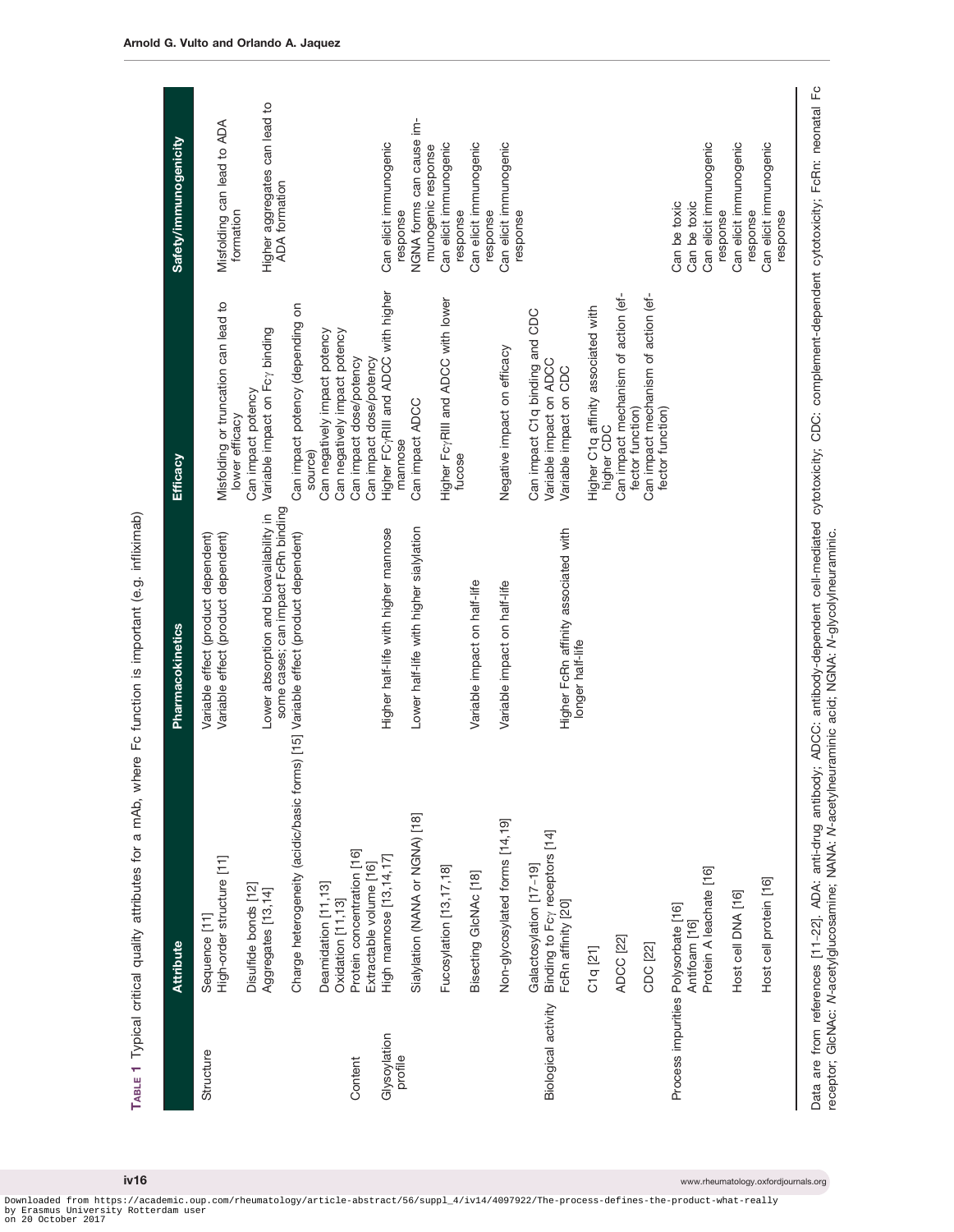**Table 1** Typical critical quality attributes for a mAb, where Fc function is important (e.g. infliximab)

| | Attribute | Pharmacokinetics | Efficacy | Safety/immunogenicity |
|---|---|---|---|---|
| Structure | Sequence [11] | Variable effect (product dependent) | | |
| | High-order structure [11] | Variable effect (product dependent) | Misfolding or truncation can lead to lower efficacy | Misfolding can lead to ADA formation |
| | Disulfide bonds [12] | | Can impact potency | |
| | Aggregates [13,14] | Lower absorption and bioavailability in some cases; can impact FcRn binding | Variable impact on Fcγ binding | Higher aggregates can lead to ADA formation |
| | Charge heterogeneity (acidic/basic forms) [15] | Variable effect (product dependent) | Can impact potency (depending on source) | |
| | Deamidation [11,13] | | Can negatively impact potency | |
| | Oxidation [11,13] | | Can negatively impact potency | |
| Content | Protein concentration [16] | | Can impact dose/potency | |
| | Extractable volume [16] | | Can impact dose/potency | |
| Glysoylation profile | High mannose [13,14,17] | Higher half-life with higher mannose | Higher FcγRIII and ADCC with higher mannose | Can elicit immunogenic response |
| | Sialylation (NANA or NGNA) [18] | Lower half-life with higher sialylation | Can impact ADCC | NGNA forms can cause immunogenic response |
| | Fucosylation [13,17,18] | | Higher FcγRIII and ADCC with lower fucose | Can elicit immunogenic response |
| | Bisecting GlcNAc [18] | Variable impact on half-life | | Can elicit immunogenic response |
| | Non-glycosylated forms [14,19] | Variable impact on half-life | Negative impact on efficacy | Can elicit immunogenic response |
| | Galactosylation [17–19] | | Can impact C1q binding and CDC | |
| Biological activity | Binding to Fcγ receptors [14] | | Variable impact on ADCC | |
| | FcRn affinity [20] | Higher FcRn affinity associated with longer half-life | Variable impact on CDC | |
| | C1q [21] | | Higher C1q affinity associated with higher CDC | |
| | ADCC [22] | | Can impact mechanism of action (effector function) | |
| | CDC [22] | | Can impact mechanism of action (effector function) | |
| Process impurities | Polysorbate [16] | | | Can be toxic |
| | Antifoam [16] | | | Can be toxic |
| | Protein A leachate [16] | | | Can elicit immunogenic response |
| | Host cell DNA [16] | | | Can elicit immunogenic response |
| | Host cell protein [16] | | | Can elicit immunogenic response |

Data are from references [11–22]. ADA: anti-drug antibody; ADCC: antibody-dependent cell-mediated cytotoxicity; CDC: complement-dependent cytotoxicity; FcRn: neonatal Fc receptor; GlcNAc: *N*-acetylglucosamine; NANA: *N*-acetylneuraminic acid; NGNA: *N*-glycolylneuraminic.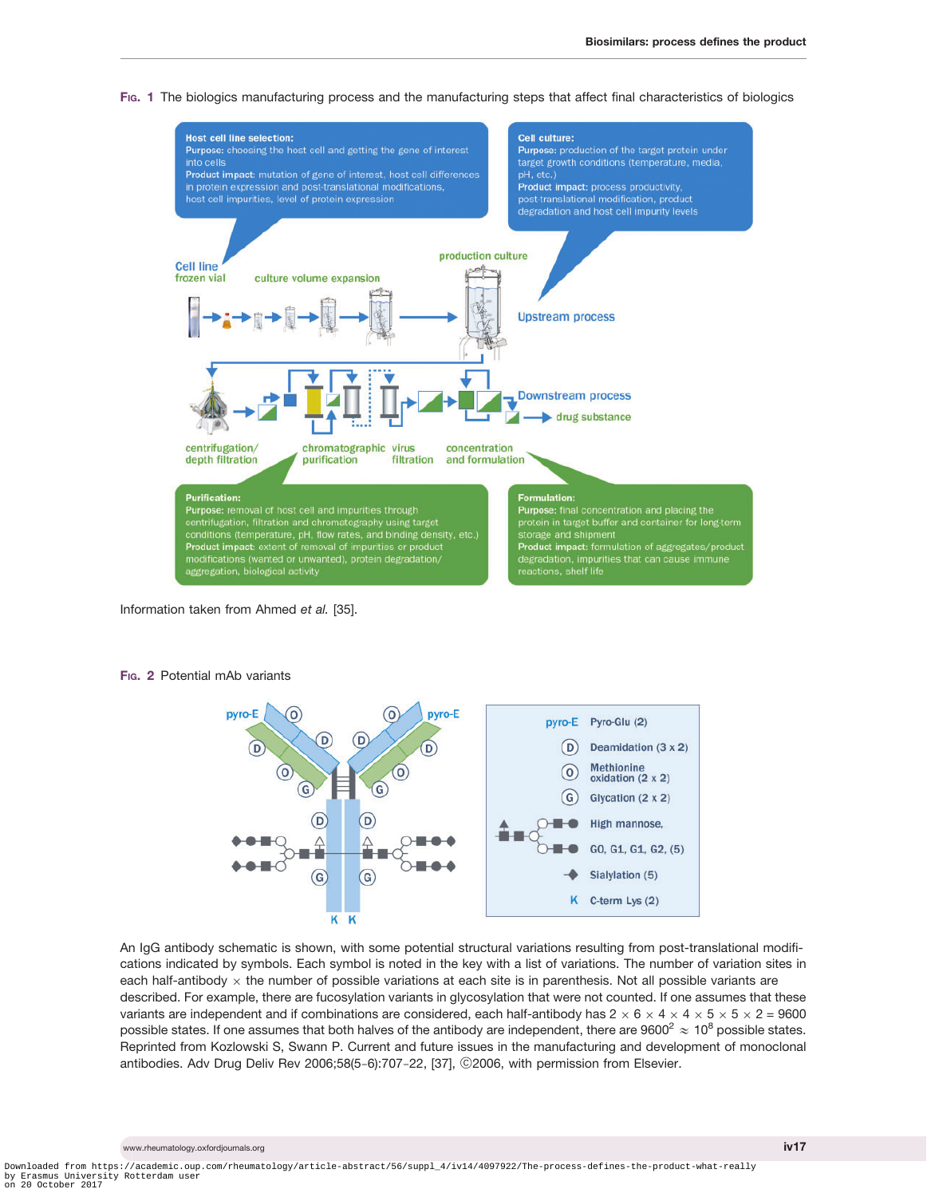Fig. 1 The biologics manufacturing process and the manufacturing steps that affect final characteristics of biologics

**Host cell line selection:**
**Purpose:** choosing the host cell and getting the gene of interest into cells
**Product impact:** mutation of gene of interest, host cell differences in protein expression and post-translational modifications, host cell impurities, level of protein expression

**Cell culture:**
**Purpose:** production of the target protein under target growth conditions (temperature, media, pH, etc.)
**Product impact:** process productivity, post-translational modification, product degradation and host cell impurity levels

Cell line frozen vial — culture volume expansion — production culture — Upstream process

centrifugation/depth filtration — chromatographic purification — virus filtration — concentration and formulation — Downstream process — drug substance

**Purification:**
**Purpose:** removal of host cell and impurities through centrifugation, filtration and chromatography using target conditions (temperature, pH, flow rates, and binding density, etc.)
**Product impact:** extent of removal of impurities or product modifications (wanted or unwanted), protein degradation/aggregation, biological activity

**Formulation:**
**Purpose:** final concentration and placing the protein in target buffer and container for long-term storage and shipment
**Product impact:** formulation of aggregates/product degradation, impurities that can cause immune reactions, shelf life

Information taken from Ahmed *et al.* [35].

Fig. 2 Potential mAb variants

| Symbol | Variant |
|---|---|
| pyro-E | Pyro-Glu (2) |
| D | Deamidation (3 x 2) |
| O | Methionine oxidation (2 x 2) |
| G | Glycation (2 x 2) |
| | High mannose, |
| | G0, G1, G1, G2, (5) |
| | Sialylation (5) |
| K | C-term Lys (2) |

An IgG antibody schematic is shown, with some potential structural variations resulting from post-translational modifications indicated by symbols. Each symbol is noted in the key with a list of variations. The number of variation sites in each half-antibody $\times$ the number of possible variations at each site is in parenthesis. Not all possible variants are described. For example, there are fucosylation variants in glycosylation that were not counted. If one assumes that these variants are independent and if combinations are considered, each half-antibody has $2 \times 6 \times 4 \times 4 \times 5 \times 5 \times 2 = 9600$ possible states. If one assumes that both halves of the antibody are independent, there are $9600^2 \approx 10^8$ possible states. Reprinted from Kozlowski S, Swann P. Current and future issues in the manufacturing and development of monoclonal antibodies. Adv Drug Deliv Rev 2006;58(5-6):707-22, [37], ©2006, with permission from Elsevier.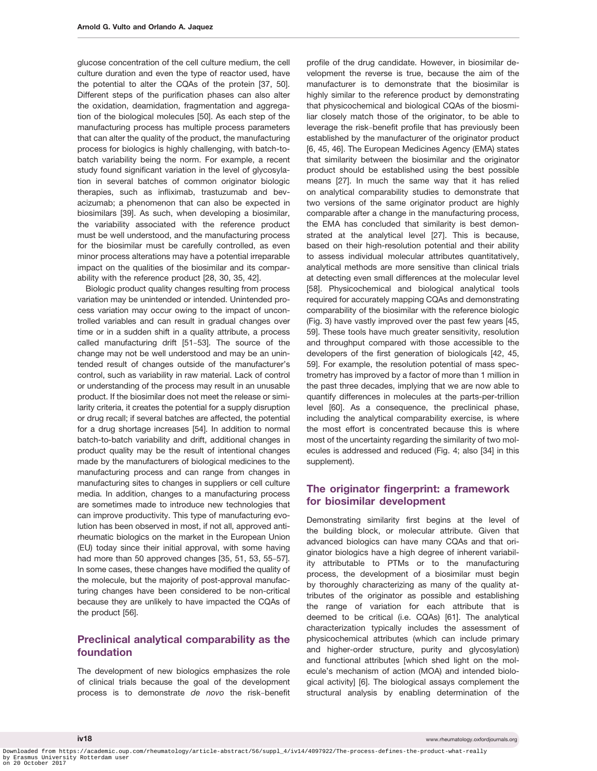glucose concentration of the cell culture medium, the cell culture duration and even the type of reactor used, have the potential to alter the CQAs of the protein [37, 50]. Different steps of the purification phases can also alter the oxidation, deamidation, fragmentation and aggregation of the biological molecules [50]. As each step of the manufacturing process has multiple process parameters that can alter the quality of the product, the manufacturing process for biologics is highly challenging, with batch-to-batch variability being the norm. For example, a recent study found significant variation in the level of glycosylation in several batches of common originator biologic therapies, such as infliximab, trastuzumab and bevacizumab; a phenomenon that can also be expected in biosimilars [39]. As such, when developing a biosimilar, the variability associated with the reference product must be well understood, and the manufacturing process for the biosimilar must be carefully controlled, as even minor process alterations may have a potential irreparable impact on the qualities of the biosimilar and its comparability with the reference product [28, 30, 35, 42].

Biologic product quality changes resulting from process variation may be unintended or intended. Unintended process variation may occur owing to the impact of uncontrolled variables and can result in gradual changes over time or in a sudden shift in a quality attribute, a process called manufacturing drift [51–53]. The source of the change may not be well understood and may be an unintended result of changes outside of the manufacturer's control, such as variability in raw material. Lack of control or understanding of the process may result in an unusable product. If the biosimilar does not meet the release or similarity criteria, it creates the potential for a supply disruption or drug recall; if several batches are affected, the potential for a drug shortage increases [54]. In addition to normal batch-to-batch variability and drift, additional changes in product quality may be the result of intentional changes made by the manufacturers of biological medicines to the manufacturing process and can range from changes in manufacturing sites to changes in suppliers or cell culture media. In addition, changes to a manufacturing process are sometimes made to introduce new technologies that can improve productivity. This type of manufacturing evolution has been observed in most, if not all, approved anti-rheumatic biologics on the market in the European Union (EU) today since their initial approval, with some having had more than 50 approved changes [35, 51, 53, 55–57]. In some cases, these changes have modified the quality of the molecule, but the majority of post-approval manufacturing changes have been considered to be non-critical because they are unlikely to have impacted the CQAs of the product [56].

## Preclinical analytical comparability as the foundation

The development of new biologics emphasizes the role of clinical trials because the goal of the development process is to demonstrate *de novo* the risk–benefit profile of the drug candidate. However, in biosimilar development the reverse is true, because the aim of the manufacturer is to demonstrate that the biosimilar is highly similar to the reference product by demonstrating that physicochemical and biological CQAs of the biosimilar closely match those of the originator, to be able to leverage the risk–benefit profile that has previously been established by the manufacturer of the originator product [6, 45, 46]. The European Medicines Agency (EMA) states that similarity between the biosimilar and the originator product should be established using the best possible means [27]. In much the same way that it has relied on analytical comparability studies to demonstrate that two versions of the same originator product are highly comparable after a change in the manufacturing process, the EMA has concluded that similarity is best demonstrated at the analytical level [27]. This is because, based on their high-resolution potential and their ability to assess individual molecular attributes quantitatively, analytical methods are more sensitive than clinical trials at detecting even small differences at the molecular level [58]. Physicochemical and biological analytical tools required for accurately mapping CQAs and demonstrating comparability of the biosimilar with the reference biologic (Fig. 3) have vastly improved over the past few years [45, 59]. These tools have much greater sensitivity, resolution and throughput compared with those accessible to the developers of the first generation of biologicals [42, 45, 59]. For example, the resolution potential of mass spectrometry has improved by a factor of more than 1 million in the past three decades, implying that we are now able to quantify differences in molecules at the parts-per-trillion level [60]. As a consequence, the preclinical phase, including the analytical comparability exercise, is where the most effort is concentrated because this is where most of the uncertainty regarding the similarity of two molecules is addressed and reduced (Fig. 4; also [34] in this supplement).

## The originator fingerprint: a framework for biosimilar development

Demonstrating similarity first begins at the level of the building block, or molecular attribute. Given that advanced biologics can have many CQAs and that originator biologics have a high degree of inherent variability attributable to PTMs or to the manufacturing process, the development of a biosimilar must begin by thoroughly characterizing as many of the quality attributes of the originator as possible and establishing the range of variation for each attribute that is deemed to be critical (i.e. CQAs) [61]. The analytical characterization typically includes the assessment of physicochemical attributes (which can include primary and higher-order structure, purity and glycosylation) and functional attributes [which shed light on the molecule's mechanism of action (MOA) and intended biological activity] [6]. The biological assays complement the structural analysis by enabling determination of the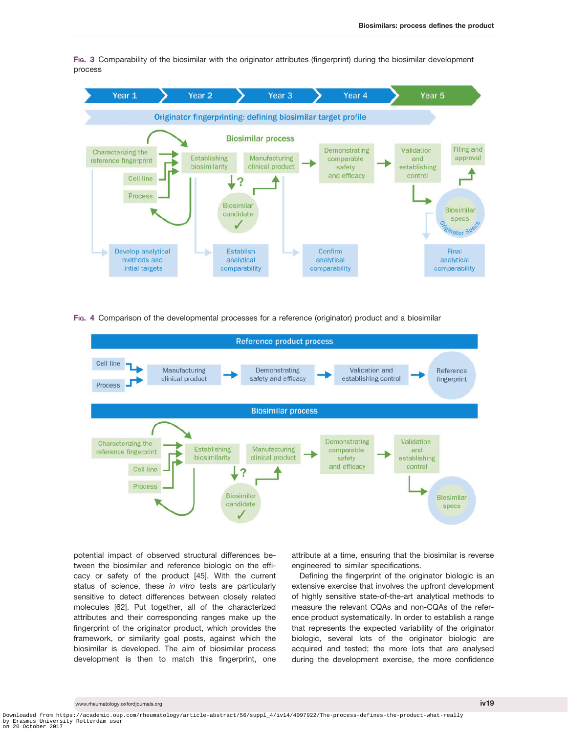Fig. 3 Comparability of the biosimilar with the originator attributes (fingerprint) during the biosimilar development process

Year 1 | Year 2 | Year 3 | Year 4 | Year 5

Originator fingerprinting: defining biosimilar target profile

Biosimilar process

Characterizing the reference fingerprint — Cell line — Process — Establishing biosimilarity — Manufacturing clinical product — Demonstrating comparable safety and efficacy — Validation and establishing control — Filing and approval

Biosimilar candidate ✓

Biosimilar specs (Originator Specs)

Develop analytical methods and intial targets — Establish analytical comparability — Confirm analytical comparability — Final analytical comparability

Fig. 4 Comparison of the developmental processes for a reference (originator) product and a biosimilar

Reference product process

Cell line — Process — Manufacturing clinical product — Demonstrating safety and efficacy — Validation and establishing control — Reference fingerprint

Biosimilar process

Characterizing the reference fingerprint — Cell line — Process — Establishing biosimilarity — Manufacturing clinical product — Demonstrating comparable safety and efficacy — Validation and establishing control — Biosimilar specs

Biosimilar candidate ✓

potential impact of observed structural differences between the biosimilar and reference biologic on the efficacy or safety of the product [45]. With the current status of science, these *in vitro* tests are particularly sensitive to detect differences between closely related molecules [62]. Put together, all of the characterized attributes and their corresponding ranges make up the fingerprint of the originator product, which provides the framework, or similarity goal posts, against which the biosimilar is developed. The aim of biosimilar process development is then to match this fingerprint, one attribute at a time, ensuring that the biosimilar is reverse engineered to similar specifications.

Defining the fingerprint of the originator biologic is an extensive exercise that involves the upfront development of highly sensitive state-of-the-art analytical methods to measure the relevant CQAs and non-CQAs of the reference product systematically. In order to establish a range that represents the expected variability of the originator biologic, several lots of the originator biologic are acquired and tested; the more lots that are analysed during the development exercise, the more confidence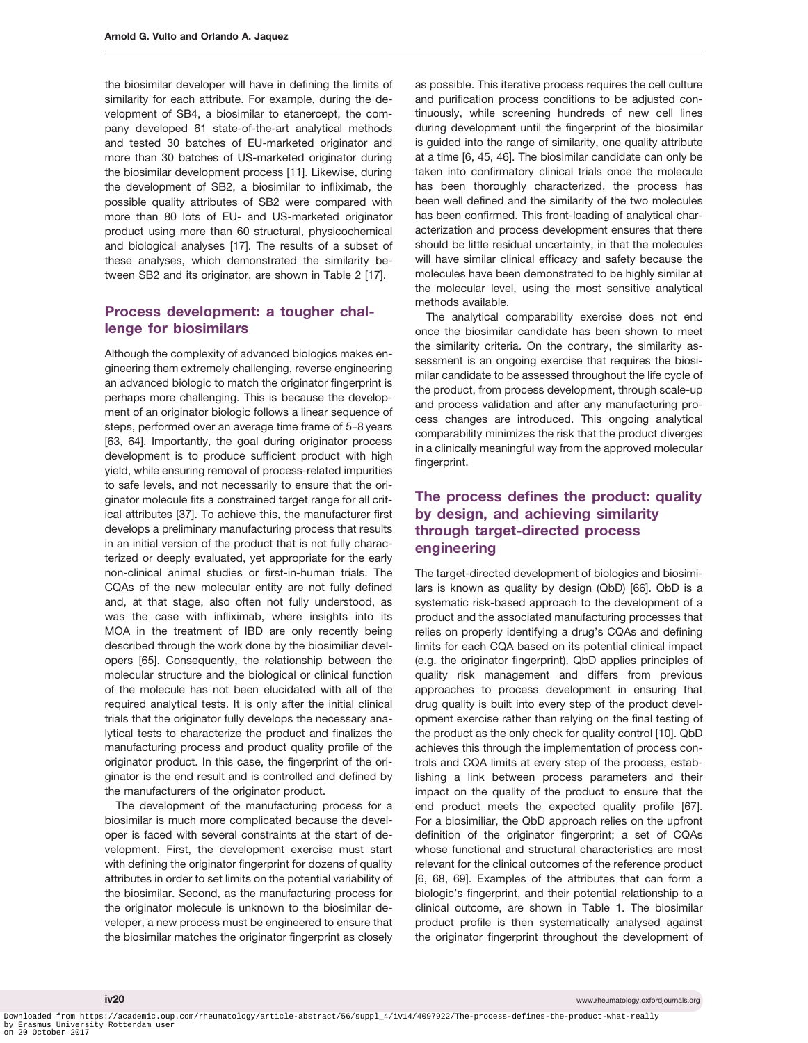the biosimilar developer will have in defining the limits of similarity for each attribute. For example, during the development of SB4, a biosimilar to etanercept, the company developed 61 state-of-the-art analytical methods and tested 30 batches of EU-marketed originator and more than 30 batches of US-marketed originator during the biosimilar development process [11]. Likewise, during the development of SB2, a biosimilar to infliximab, the possible quality attributes of SB2 were compared with more than 80 lots of EU- and US-marketed originator product using more than 60 structural, physicochemical and biological analyses [17]. The results of a subset of these analyses, which demonstrated the similarity between SB2 and its originator, are shown in Table 2 [17].

## Process development: a tougher challenge for biosimilars

Although the complexity of advanced biologics makes engineering them extremely challenging, reverse engineering an advanced biologic to match the originator fingerprint is perhaps more challenging. This is because the development of an originator biologic follows a linear sequence of steps, performed over an average time frame of 5–8 years [63, 64]. Importantly, the goal during originator process development is to produce sufficient product with high yield, while ensuring removal of process-related impurities to safe levels, and not necessarily to ensure that the originator molecule fits a constrained target range for all critical attributes [37]. To achieve this, the manufacturer first develops a preliminary manufacturing process that results in an initial version of the product that is not fully characterized or deeply evaluated, yet appropriate for the early non-clinical animal studies or first-in-human trials. The CQAs of the new molecular entity are not fully defined and, at that stage, also often not fully understood, as was the case with infliximab, where insights into its MOA in the treatment of IBD are only recently being described through the work done by the biosimiliar developers [65]. Consequently, the relationship between the molecular structure and the biological or clinical function of the molecule has not been elucidated with all of the required analytical tests. It is only after the initial clinical trials that the originator fully develops the necessary analytical tests to characterize the product and finalizes the manufacturing process and product quality profile of the originator product. In this case, the fingerprint of the originator is the end result and is controlled and defined by the manufacturers of the originator product.

The development of the manufacturing process for a biosimilar is much more complicated because the developer is faced with several constraints at the start of development. First, the development exercise must start with defining the originator fingerprint for dozens of quality attributes in order to set limits on the potential variability of the biosimilar. Second, as the manufacturing process for the originator molecule is unknown to the biosimilar developer, a new process must be engineered to ensure that the biosimilar matches the originator fingerprint as closely as possible. This iterative process requires the cell culture and purification process conditions to be adjusted continuously, while screening hundreds of new cell lines during development until the fingerprint of the biosimilar is guided into the range of similarity, one quality attribute at a time [6, 45, 46]. The biosimilar candidate can only be taken into confirmatory clinical trials once the molecule has been thoroughly characterized, the process has been well defined and the similarity of the two molecules has been confirmed. This front-loading of analytical characterization and process development ensures that there should be little residual uncertainty, in that the molecules will have similar clinical efficacy and safety because the molecules have been demonstrated to be highly similar at the molecular level, using the most sensitive analytical methods available.

The analytical comparability exercise does not end once the biosimilar candidate has been shown to meet the similarity criteria. On the contrary, the similarity assessment is an ongoing exercise that requires the biosimilar candidate to be assessed throughout the life cycle of the product, from process development, through scale-up and process validation and after any manufacturing process changes are introduced. This ongoing analytical comparability minimizes the risk that the product diverges in a clinically meaningful way from the approved molecular fingerprint.

## The process defines the product: quality by design, and achieving similarity through target-directed process engineering

The target-directed development of biologics and biosimilars is known as quality by design (QbD) [66]. QbD is a systematic risk-based approach to the development of a product and the associated manufacturing processes that relies on properly identifying a drug's CQAs and defining limits for each CQA based on its potential clinical impact (e.g. the originator fingerprint). QbD applies principles of quality risk management and differs from previous approaches to process development in ensuring that drug quality is built into every step of the product development exercise rather than relying on the final testing of the product as the only check for quality control [10]. QbD achieves this through the implementation of process controls and CQA limits at every step of the process, establishing a link between process parameters and their impact on the quality of the product to ensure that the end product meets the expected quality profile [67]. For a biosimiliar, the QbD approach relies on the upfront definition of the originator fingerprint; a set of CQAs whose functional and structural characteristics are most relevant for the clinical outcomes of the reference product [6, 68, 69]. Examples of the attributes that can form a biologic's fingerprint, and their potential relationship to a clinical outcome, are shown in Table 1. The biosimilar product profile is then systematically analysed against the originator fingerprint throughout the development of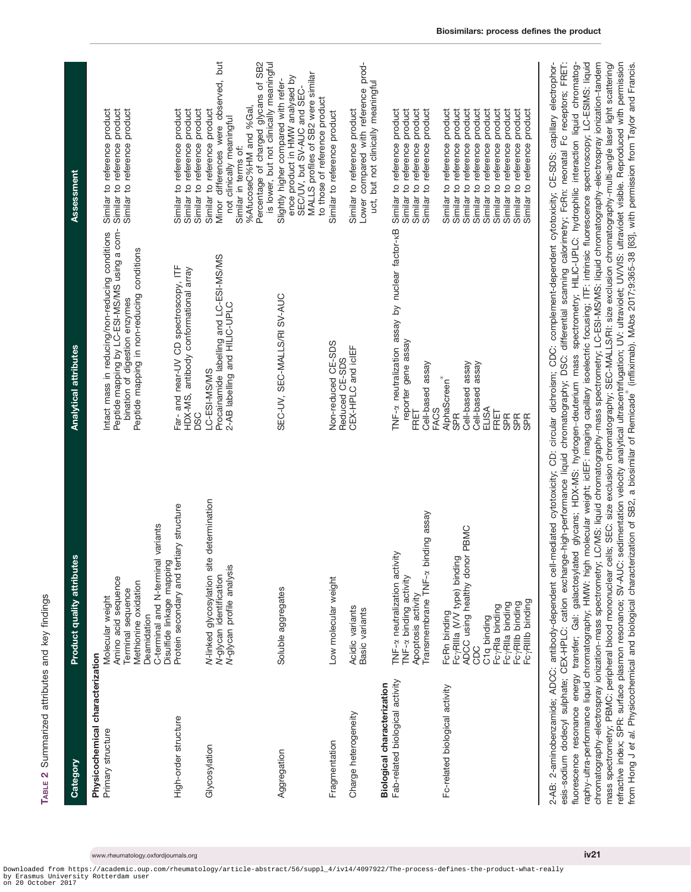**Table 2** Summarized attributes and key findings

| Category | Product quality attributes | Analytical attributes | Assessment |
|---|---|---|---|
| **Physicochemical characterization** | | | |
| Primary structure | Molecular weight | Intact mass in reducing/non-reducing conditions | Similar to reference product |
| | Amino acid sequence<br>Terminal sequence<br>Methionine oxidation<br>Deamidation<br>C-terminal and N-terminal variants | Peptide mapping by LC-ESI-MS/MS using a combination of digestion enzymes | Similar to reference product |
| | Disulfide linkage mapping | Peptide mapping in non-reducing conditions | Similar to reference product |
| High-order structure | Protein secondary and tertiary structure | Far- and near-UV CD spectroscopy, ITF | Similar to reference product |
| | | HDX-MS, antibody conformational array | Similar to reference product |
| | | DSC | Similar to reference product |
| Glycosylation | N-linked glycosylation site determination | LC-ESI-MS/MS | Similar to reference product |
| | N-glycan identification | Procainamide labelling and LC-ESI-MS/MS | Minor differences were observed, but not clinically meaningful |
| | N-glycan profile analysis | 2-AB labelling and HILIC-UPLC | Similar in terms of:<br>%Afucose%HM and %Gal,<br>Percentage of charged glycans of SB2 is lower, but not clinically meaningful |
| Aggregation | Soluble aggregates | SEC-UV, SEC-MALLS/RI SV-AUC | Slightly higher compared with reference product in HMW analysed by SEC/UV, but SV-AUC and SEC-MALLS profiles of SB2 were similar to those of reference product |
| Fragmentation | Low molecular weight | Non-reduced CE-SDS<br>Reduced CE-SDS | Similar to reference product |
| Charge heterogeneity | Acidic variants | CEX-HPLC and icIEF | Similar to reference product |
| | Basic variants | | Lower compared with reference product, but not clinically meaningful |
| **Biological characterization** | | | |
| Fab-related biological activity | TNF-α neutralization activity | TNF-α neutralization assay by nuclear factor-κB reporter gene assay | Similar to reference product |
| | TNF-α binding activity | FRET | Similar to reference product |
| | Apoptosis activity | Cell-based assay | Similar to reference product |
| | Transmembrane TNF-α binding assay | FACS | Similar to reference product |
| Fc-related biological activity | FcRn binding | AlphaScreen® | Similar to reference product |
| | FcγRIIIa (V/V type) binding | SPR | Similar to reference product |
| | ADCC using healthy donor PBMC | Cell-based assay | Similar to reference product |
| | CDC | Cell-based assay | Similar to reference product |
| | C1q binding | ELISA | Similar to reference product |
| | FcγRIa binding | FRET | Similar to reference product |
| | FcγRIIa binding | SPR | Similar to reference product |
| | FcγRIIb binding | SPR | Similar to reference product |
| | FcγRIIIb binding | SPR | Similar to reference product |

2-AB: 2-aminobenzamide; ADCC: antibody-dependent cell-mediated cytotoxicity; CD: circular dichroism; CDC: complement-dependent cytotoxicity; CE-SDS: capillary electrophoresis-sodium dodecyl sulphate; CEX-HPLC: cation exchange-high-performance liquid chromatography; DSC: differential scanning calorimetry; FcRn: neonatal Fc receptors; FRET: fluorescence resonance energy transfer; Gal: galactosylated glycans; HDX-MS: hydrogen-deuterium mass spectrometry; HILIC-UPLC: hydrophilic interaction liquid chromatography-ultra-performance liquid chromatography; HMW: high molecular weight; icIEF: imaging capillary isoelectric focusing; ITF: intrinsic fluorescence spectroscopy; LC-ESIMS: liquid chromatography-electrospray ionization-mass spectrometry; LC/MS: liquid chromatography-mass spectrometry; LC-ESI-MS/MS: liquid chromatography-electrospray ionization-tandem mass spectrometry; PBMC: peripheral blood mononuclear cells; SEC: size exclusion chromatography; SEC-MALLS/RI: size exclusion chromatography-multi-angle laser light scattering/refractive index; SPR: surface plasmon resonance; SV-AUC: sedimentation velocity analytical ultracentrifugation; UV: ultraviolet; UV/VIS: ultraviolet visible. Reproduced with permission from Hong J *et al.* Physicochemical and biological characterization of SB2, a biosimilar of Remicade® (infliximab). MAbs 2017;9:365–38 [63], with permission from Taylor and Francis.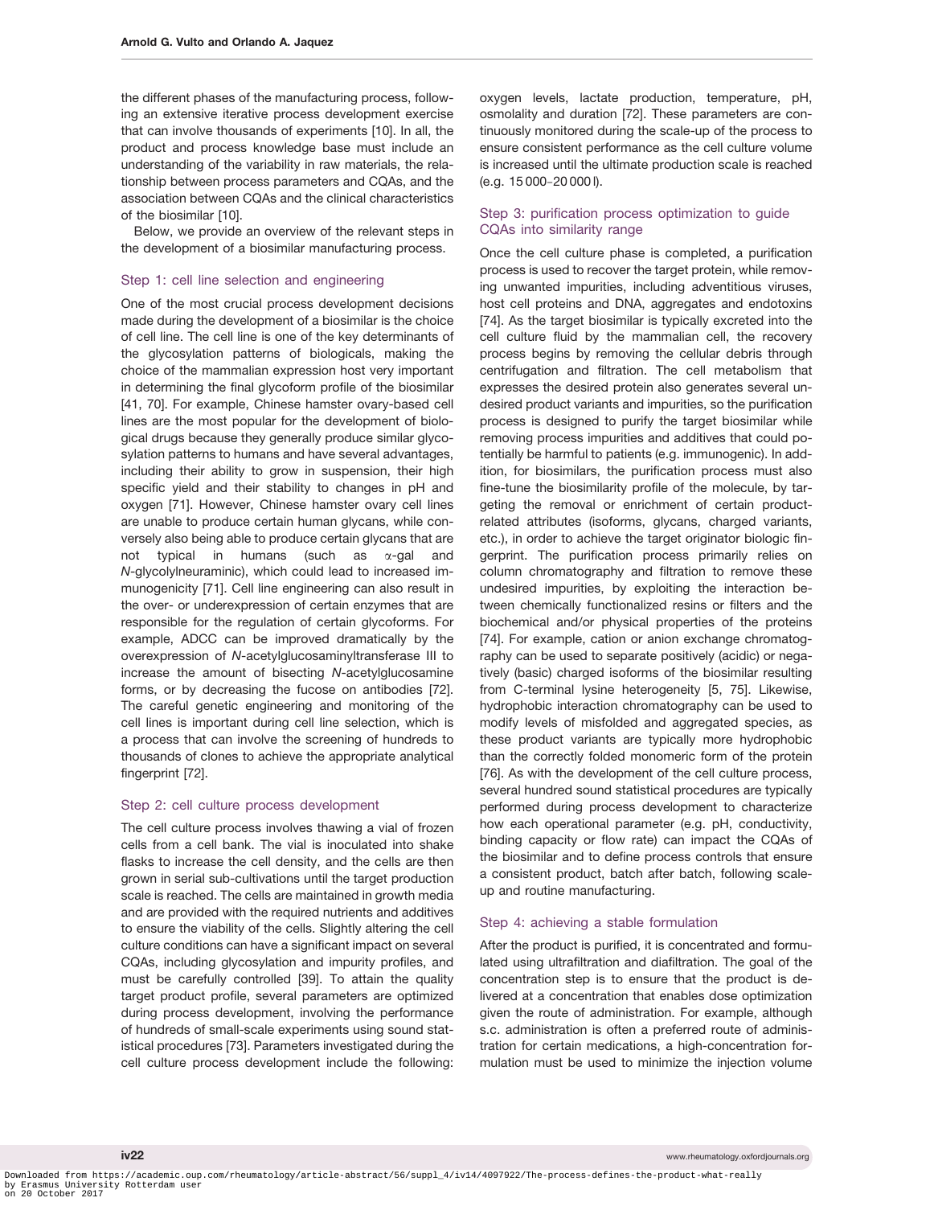the different phases of the manufacturing process, following an extensive iterative process development exercise that can involve thousands of experiments [10]. In all, the product and process knowledge base must include an understanding of the variability in raw materials, the relationship between process parameters and CQAs, and the association between CQAs and the clinical characteristics of the biosimilar [10].

Below, we provide an overview of the relevant steps in the development of a biosimilar manufacturing process.

### Step 1: cell line selection and engineering

One of the most crucial process development decisions made during the development of a biosimilar is the choice of cell line. The cell line is one of the key determinants of the glycosylation patterns of biologicals, making the choice of the mammalian expression host very important in determining the final glycoform profile of the biosimilar [41, 70]. For example, Chinese hamster ovary-based cell lines are the most popular for the development of biological drugs because they generally produce similar glycosylation patterns to humans and have several advantages, including their ability to grow in suspension, their high specific yield and their stability to changes in pH and oxygen [71]. However, Chinese hamster ovary cell lines are unable to produce certain human glycans, while conversely also being able to produce certain glycans that are not typical in humans (such as α-gal and *N*-glycolylneuraminic), which could lead to increased immunogenicity [71]. Cell line engineering can also result in the over- or underexpression of certain enzymes that are responsible for the regulation of certain glycoforms. For example, ADCC can be improved dramatically by the overexpression of *N*-acetylglucosaminyltransferase III to increase the amount of bisecting *N*-acetylglucosamine forms, or by decreasing the fucose on antibodies [72]. The careful genetic engineering and monitoring of the cell lines is important during cell line selection, which is a process that can involve the screening of hundreds to thousands of clones to achieve the appropriate analytical fingerprint [72].

### Step 2: cell culture process development

The cell culture process involves thawing a vial of frozen cells from a cell bank. The vial is inoculated into shake flasks to increase the cell density, and the cells are then grown in serial sub-cultivations until the target production scale is reached. The cells are maintained in growth media and are provided with the required nutrients and additives to ensure the viability of the cells. Slightly altering the cell culture conditions can have a significant impact on several CQAs, including glycosylation and impurity profiles, and must be carefully controlled [39]. To attain the quality target product profile, several parameters are optimized during process development, involving the performance of hundreds of small-scale experiments using sound statistical procedures [73]. Parameters investigated during the cell culture process development include the following: oxygen levels, lactate production, temperature, pH, osmolality and duration [72]. These parameters are continuously monitored during the scale-up of the process to ensure consistent performance as the cell culture volume is increased until the ultimate production scale is reached (e.g. 15 000–20 000 l).

### Step 3: purification process optimization to guide CQAs into similarity range

Once the cell culture phase is completed, a purification process is used to recover the target protein, while removing unwanted impurities, including adventitious viruses, host cell proteins and DNA, aggregates and endotoxins [74]. As the target biosimilar is typically excreted into the cell culture fluid by the mammalian cell, the recovery process begins by removing the cellular debris through centrifugation and filtration. The cell metabolism that expresses the desired protein also generates several undesired product variants and impurities, so the purification process is designed to purify the target biosimilar while removing process impurities and additives that could potentially be harmful to patients (e.g. immunogenic). In addition, for biosimilars, the purification process must also fine-tune the biosimilarity profile of the molecule, by targeting the removal or enrichment of certain product-related attributes (isoforms, glycans, charged variants, etc.), in order to achieve the target originator biologic fingerprint. The purification process primarily relies on column chromatography and filtration to remove these undesired impurities, by exploiting the interaction between chemically functionalized resins or filters and the biochemical and/or physical properties of the proteins [74]. For example, cation or anion exchange chromatography can be used to separate positively (acidic) or negatively (basic) charged isoforms of the biosimilar resulting from C-terminal lysine heterogeneity [5, 75]. Likewise, hydrophobic interaction chromatography can be used to modify levels of misfolded and aggregated species, as these product variants are typically more hydrophobic than the correctly folded monomeric form of the protein [76]. As with the development of the cell culture process, several hundred sound statistical procedures are typically performed during process development to characterize how each operational parameter (e.g. pH, conductivity, binding capacity or flow rate) can impact the CQAs of the biosimilar and to define process controls that ensure a consistent product, batch after batch, following scale-up and routine manufacturing.

### Step 4: achieving a stable formulation

After the product is purified, it is concentrated and formulated using ultrafiltration and diafiltration. The goal of the concentration step is to ensure that the product is delivered at a concentration that enables dose optimization given the route of administration. For example, although s.c. administration is often a preferred route of administration for certain medications, a high-concentration formulation must be used to minimize the injection volume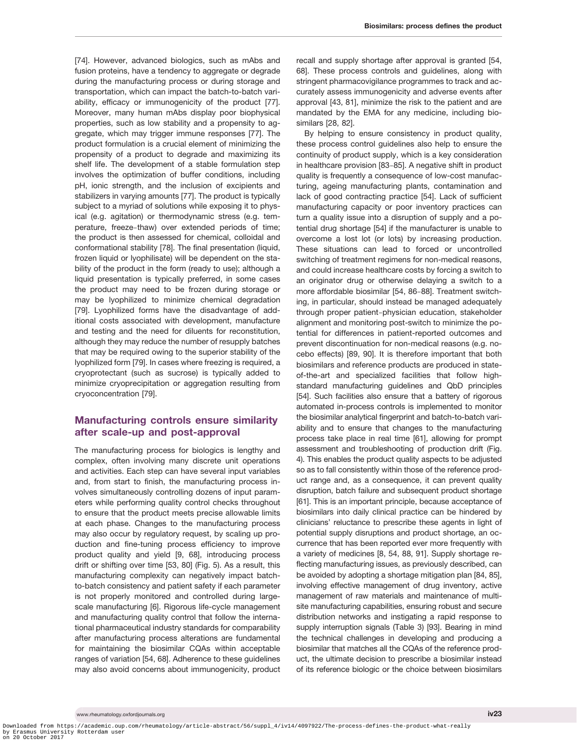[74]. However, advanced biologics, such as mAbs and fusion proteins, have a tendency to aggregate or degrade during the manufacturing process or during storage and transportation, which can impact the batch-to-batch variability, efficacy or immunogenicity of the product [77]. Moreover, many human mAbs display poor biophysical properties, such as low stability and a propensity to aggregate, which may trigger immune responses [77]. The product formulation is a crucial element of minimizing the propensity of a product to degrade and maximizing its shelf life. The development of a stable formulation step involves the optimization of buffer conditions, including pH, ionic strength, and the inclusion of excipients and stabilizers in varying amounts [77]. The product is typically subject to a myriad of solutions while exposing it to physical (e.g. agitation) or thermodynamic stress (e.g. temperature, freeze–thaw) over extended periods of time; the product is then assessed for chemical, colloidal and conformational stability [78]. The final presentation (liquid, frozen liquid or lyophilisate) will be dependent on the stability of the product in the form (ready to use); although a liquid presentation is typically preferred, in some cases the product may need to be frozen during storage or may be lyophilized to minimize chemical degradation [79]. Lyophilized forms have the disadvantage of additional costs associated with development, manufacture and testing and the need for diluents for reconstitution, although they may reduce the number of resupply batches that may be required owing to the superior stability of the lyophilized form [79]. In cases where freezing is required, a cryoprotectant (such as sucrose) is typically added to minimize cryoprecipitation or aggregation resulting from cryoconcentration [79].

## Manufacturing controls ensure similarity after scale-up and post-approval

The manufacturing process for biologics is lengthy and complex, often involving many discrete unit operations and activities. Each step can have several input variables and, from start to finish, the manufacturing process involves simultaneously controlling dozens of input parameters while performing quality control checks throughout to ensure that the product meets precise allowable limits at each phase. Changes to the manufacturing process may also occur by regulatory request, by scaling up production and fine-tuning process efficiency to improve product quality and yield [9, 68], introducing process drift or shifting over time [53, 80] (Fig. 5). As a result, this manufacturing complexity can negatively impact batch-to-batch consistency and patient safety if each parameter is not properly monitored and controlled during large-scale manufacturing [6]. Rigorous life-cycle management and manufacturing quality control that follow the international pharmaceutical industry standards for comparability after manufacturing process alterations are fundamental for maintaining the biosimilar CQAs within acceptable ranges of variation [54, 68]. Adherence to these guidelines may also avoid concerns about immunogenicity, product recall and supply shortage after approval is granted [54, 68]. These process controls and guidelines, along with stringent pharmacovigilance programmes to track and accurately assess immunogenicity and adverse events after approval [43, 81], minimize the risk to the patient and are mandated by the EMA for any medicine, including biosimilars [28, 82].

By helping to ensure consistency in product quality, these process control guidelines also help to ensure the continuity of product supply, which is a key consideration in healthcare provision [83–85]. A negative shift in product quality is frequently a consequence of low-cost manufacturing, ageing manufacturing plants, contamination and lack of good contracting practice [54]. Lack of sufficient manufacturing capacity or poor inventory practices can turn a quality issue into a disruption of supply and a potential drug shortage [54] if the manufacturer is unable to overcome a lost lot (or lots) by increasing production. These situations can lead to forced or uncontrolled switching of treatment regimens for non-medical reasons, and could increase healthcare costs by forcing a switch to an originator drug or otherwise delaying a switch to a more affordable biosimilar [54, 86–88]. Treatment switching, in particular, should instead be managed adequately through proper patient–physician education, stakeholder alignment and monitoring post-switch to minimize the potential for differences in patient-reported outcomes and prevent discontinuation for non-medical reasons (e.g. nocebo effects) [89, 90]. It is therefore important that both biosimilars and reference products are produced in state-of-the-art and specialized facilities that follow high-standard manufacturing guidelines and QbD principles [54]. Such facilities also ensure that a battery of rigorous automated in-process controls is implemented to monitor the biosimilar analytical fingerprint and batch-to-batch variability and to ensure that changes to the manufacturing process take place in real time [61], allowing for prompt assessment and troubleshooting of production drift (Fig. 4). This enables the product quality aspects to be adjusted so as to fall consistently within those of the reference product range and, as a consequence, it can prevent quality disruption, batch failure and subsequent product shortage [61]. This is an important principle, because acceptance of biosimilars into daily clinical practice can be hindered by clinicians' reluctance to prescribe these agents in light of potential supply disruptions and product shortage, an occurrence that has been reported ever more frequently with a variety of medicines [8, 54, 88, 91]. Supply shortage reflecting manufacturing issues, as previously described, can be avoided by adopting a shortage mitigation plan [84, 85], involving effective management of drug inventory, active management of raw materials and maintenance of multisite manufacturing capabilities, ensuring robust and secure distribution networks and instigating a rapid response to supply interruption signals (Table 3) [93]. Bearing in mind the technical challenges in developing and producing a biosimilar that matches all the CQAs of the reference product, the ultimate decision to prescribe a biosimilar instead of its reference biologic or the choice between biosimilars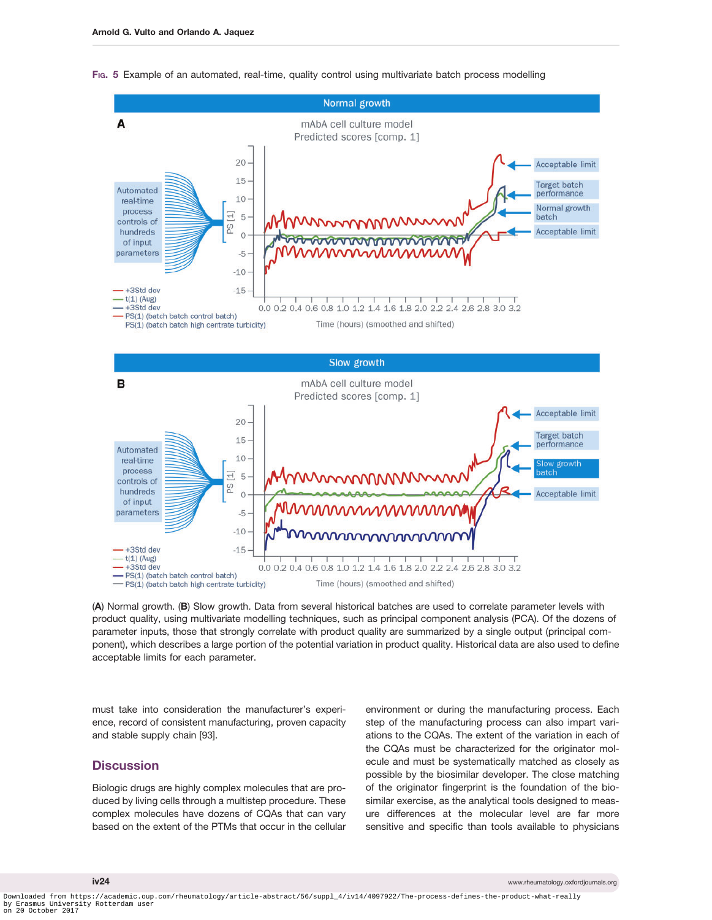**Fig. 5** Example of an automated, real-time, quality control using multivariate batch process modelling

(**A**) Normal growth. (**B**) Slow growth. Data from several historical batches are used to correlate parameter levels with product quality, using multivariate modelling techniques, such as principal component analysis (PCA). Of the dozens of parameter inputs, those that strongly correlate with product quality are summarized by a single output (principal component), which describes a large portion of the potential variation in product quality. Historical data are also used to define acceptable limits for each parameter.

must take into consideration the manufacturer's experience, record of consistent manufacturing, proven capacity and stable supply chain [93].

## Discussion

Biologic drugs are highly complex molecules that are produced by living cells through a multistep procedure. These complex molecules have dozens of CQAs that can vary based on the extent of the PTMs that occur in the cellular environment or during the manufacturing process. Each step of the manufacturing process can also impart variations to the CQAs. The extent of the variation in each of the CQAs must be characterized for the originator molecule and must be systematically matched as closely as possible by the biosimilar developer. The close matching of the originator fingerprint is the foundation of the biosimilar exercise, as the analytical tools designed to measure differences at the molecular level are far more sensitive and specific than tools available to physicians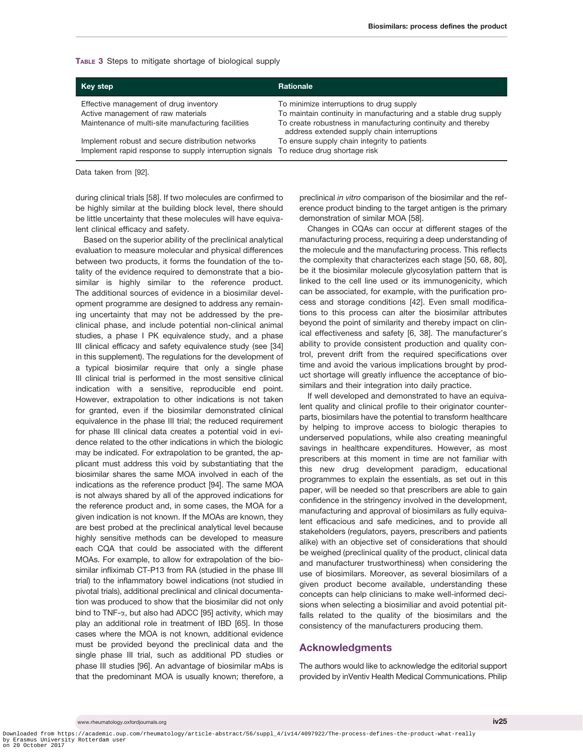**Table 3** Steps to mitigate shortage of biological supply

| Key step | Rationale |
| --- | --- |
| Effective management of drug inventory | To minimize interruptions to drug supply |
| Active management of raw materials | To maintain continuity in manufacturing and a stable drug supply |
| Maintenance of multi-site manufacturing facilities | To create robustness in manufacturing continuity and thereby address extended supply chain interruptions |
| Implement robust and secure distribution networks | To ensure supply chain integrity to patients |
| Implement rapid response to supply interruption signals | To reduce drug shortage risk |

Data taken from [92].

during clinical trials [58]. If two molecules are confirmed to be highly similar at the building block level, there should be little uncertainty that these molecules will have equivalent clinical efficacy and safety.

Based on the superior ability of the preclinical analytical evaluation to measure molecular and physical differences between two products, it forms the foundation of the totality of the evidence required to demonstrate that a biosimilar is highly similar to the reference product. The additional sources of evidence in a biosimilar development programme are designed to address any remaining uncertainty that may not be addressed by the preclinical phase, and include potential non-clinical animal studies, a phase I PK equivalence study, and a phase III clinical efficacy and safety equivalence study (see [34] in this supplement). The regulations for the development of a typical biosimilar require that only a single phase III clinical trial is performed in the most sensitive clinical indication with a sensitive, reproducible end point. However, extrapolation to other indications is not taken for granted, even if the biosimilar demonstrated clinical equivalence in the phase III trial; the reduced requirement for phase III clinical data creates a potential void in evidence related to the other indications in which the biologic may be indicated. For extrapolation to be granted, the applicant must address this void by substantiating that the biosimilar shares the same MOA involved in each of the indications as the reference product [94]. The same MOA is not always shared by all of the approved indications for the reference product and, in some cases, the MOA for a given indication is not known. If the MOAs are known, they are best probed at the preclinical analytical level because highly sensitive methods can be developed to measure each CQA that could be associated with the different MOAs. For example, to allow for extrapolation of the biosimilar infliximab CT-P13 from RA (studied in the phase III trial) to the inflammatory bowel indications (not studied in pivotal trials), additional preclinical and clinical documentation was produced to show that the biosimilar did not only bind to TNF-$\alpha$, but also had ADCC [95] activity, which may play an additional role in treatment of IBD [65]. In those cases where the MOA is not known, additional evidence must be provided beyond the preclinical data and the single phase III trial, such as additional PD studies or phase III studies [96]. An advantage of biosimilar mAbs is that the predominant MOA is usually known; therefore, a preclinical *in vitro* comparison of the biosimilar and the reference product binding to the target antigen is the primary demonstration of similar MOA [58].

Changes in CQAs can occur at different stages of the manufacturing process, requiring a deep understanding of the molecule and the manufacturing process. This reflects the complexity that characterizes each stage [50, 68, 80], be it the biosimilar molecule glycosylation pattern that is linked to the cell line used or its immunogenicity, which can be associated, for example, with the purification process and storage conditions [42]. Even small modifications to this process can alter the biosimilar attributes beyond the point of similarity and thereby impact on clinical effectiveness and safety [6, 38]. The manufacturer's ability to provide consistent production and quality control, prevent drift from the required specifications over time and avoid the various implications brought by product shortage will greatly influence the acceptance of biosimilars and their integration into daily practice.

If well developed and demonstrated to have an equivalent quality and clinical profile to their originator counterparts, biosimilars have the potential to transform healthcare by helping to improve access to biologic therapies to underserved populations, while also creating meaningful savings in healthcare expenditures. However, as most prescribers at this moment in time are not familiar with this new drug development paradigm, educational programmes to explain the essentials, as set out in this paper, will be needed so that prescribers are able to gain confidence in the stringency involved in the development, manufacturing and approval of biosimilars as fully equivalent efficacious and safe medicines, and to provide all stakeholders (regulators, payers, prescribers and patients alike) with an objective set of considerations that should be weighed (preclinical quality of the product, clinical data and manufacturer trustworthiness) when considering the use of biosimilars. Moreover, as several biosimilars of a given product become available, understanding these concepts can help clinicians to make well-informed decisions when selecting a biosimiliar and avoid potential pitfalls related to the quality of the biosimilars and the consistency of the manufacturers producing them.

## Acknowledgments

The authors would like to acknowledge the editorial support provided by inVentiv Health Medical Communications. Philip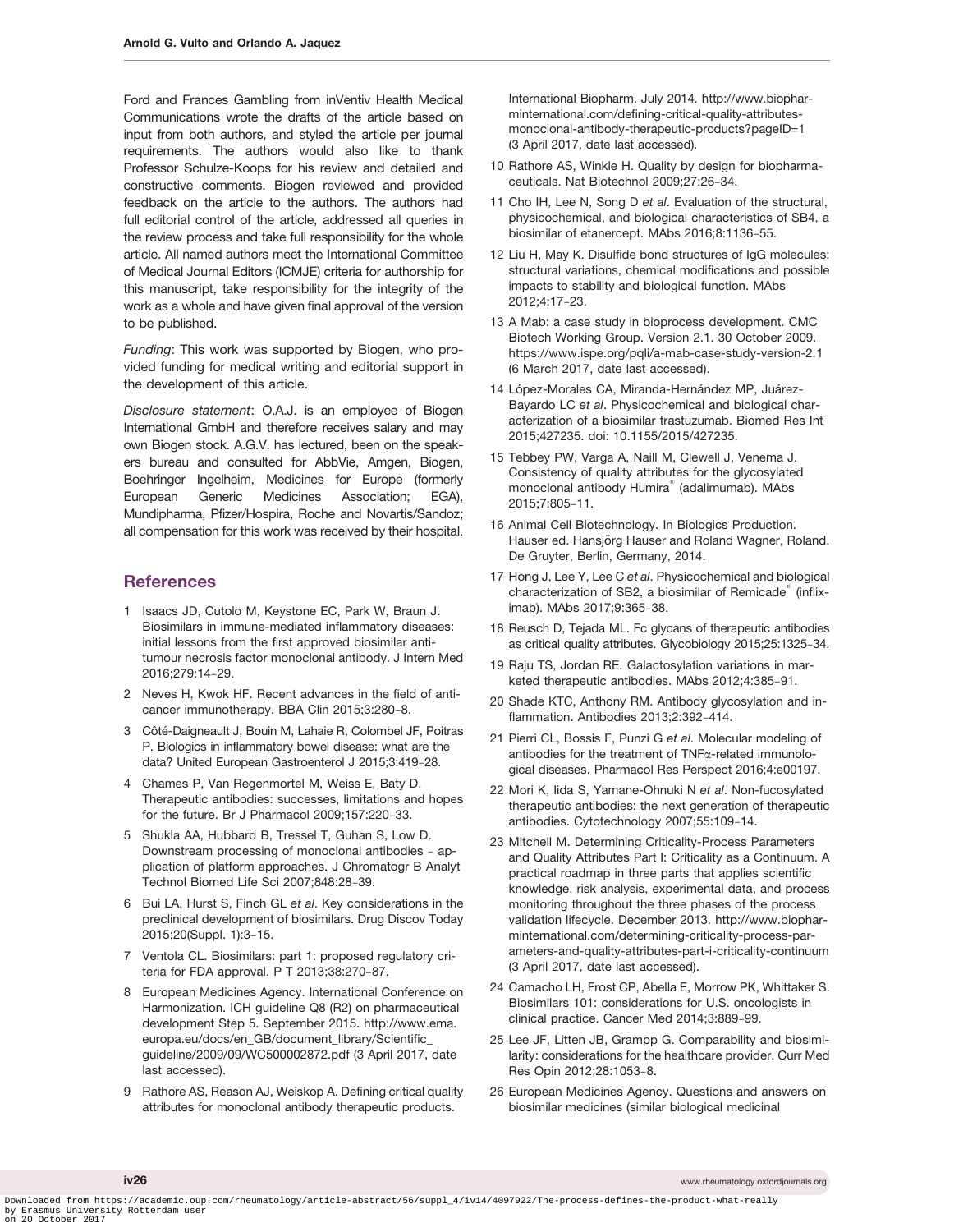Ford and Frances Gambling from inVentiv Health Medical Communications wrote the drafts of the article based on input from both authors, and styled the article per journal requirements. The authors would also like to thank Professor Schulze-Koops for his review and detailed and constructive comments. Biogen reviewed and provided feedback on the article to the authors. The authors had full editorial control of the article, addressed all queries in the review process and take full responsibility for the whole article. All named authors meet the International Committee of Medical Journal Editors (ICMJE) criteria for authorship for this manuscript, take responsibility for the integrity of the work as a whole and have given final approval of the version to be published.

*Funding*: This work was supported by Biogen, who provided funding for medical writing and editorial support in the development of this article.

*Disclosure statement*: O.A.J. is an employee of Biogen International GmbH and therefore receives salary and may own Biogen stock. A.G.V. has lectured, been on the speakers bureau and consulted for AbbVie, Amgen, Biogen, Boehringer Ingelheim, Medicines for Europe (formerly European Generic Medicines Association; EGA), Mundipharma, Pfizer/Hospira, Roche and Novartis/Sandoz; all compensation for this work was received by their hospital.

## References

1 Isaacs JD, Cutolo M, Keystone EC, Park W, Braun J. Biosimilars in immune-mediated inflammatory diseases: initial lessons from the first approved biosimilar anti-tumour necrosis factor monoclonal antibody. J Intern Med 2016;279:14–29.

2 Neves H, Kwok HF. Recent advances in the field of anti-cancer immunotherapy. BBA Clin 2015;3:280–8.

3 Côté-Daigneault J, Bouin M, Lahaie R, Colombel JF, Poitras P. Biologics in inflammatory bowel disease: what are the data? United European Gastroenterol J 2015;3:419–28.

4 Chames P, Van Regenmortel M, Weiss E, Baty D. Therapeutic antibodies: successes, limitations and hopes for the future. Br J Pharmacol 2009;157:220–33.

5 Shukla AA, Hubbard B, Tressel T, Guhan S, Low D. Downstream processing of monoclonal antibodies – application of platform approaches. J Chromatogr B Analyt Technol Biomed Life Sci 2007;848:28–39.

6 Bui LA, Hurst S, Finch GL *et al*. Key considerations in the preclinical development of biosimilars. Drug Discov Today 2015;20(Suppl. 1):3–15.

7 Ventola CL. Biosimilars: part 1: proposed regulatory criteria for FDA approval. P T 2013;38:270–87.

8 European Medicines Agency. International Conference on Harmonization. ICH guideline Q8 (R2) on pharmaceutical development Step 5. September 2015. http://www.ema.europa.eu/docs/en_GB/document_library/Scientific_guideline/2009/09/WC500002872.pdf (3 April 2017, date last accessed).

9 Rathore AS, Reason AJ, Weiskop A. Defining critical quality attributes for monoclonal antibody therapeutic products. International Biopharm. July 2014. http://www.biopharminternational.com/defining-critical-quality-attributes-monoclonal-antibody-therapeutic-products?pageID=1 (3 April 2017, date last accessed).

10 Rathore AS, Winkle H. Quality by design for biopharmaceuticals. Nat Biotechnol 2009;27:26–34.

11 Cho IH, Lee N, Song D *et al*. Evaluation of the structural, physicochemical, and biological characteristics of SB4, a biosimilar of etanercept. MAbs 2016;8:1136–55.

12 Liu H, May K. Disulfide bond structures of IgG molecules: structural variations, chemical modifications and possible impacts to stability and biological function. MAbs 2012;4:17–23.

13 A Mab: a case study in bioprocess development. CMC Biotech Working Group. Version 2.1. 30 October 2009. https://www.ispe.org/pqli/a-mab-case-study-version-2.1 (6 March 2017, date last accessed).

14 López-Morales CA, Miranda-Hernández MP, Juárez-Bayardo LC *et al*. Physicochemical and biological characterization of a biosimilar trastuzumab. Biomed Res Int 2015;427235. doi: 10.1155/2015/427235.

15 Tebbey PW, Varga A, Naill M, Clewell J, Venema J. Consistency of quality attributes for the glycosylated monoclonal antibody Humira® (adalimumab). MAbs 2015;7:805–11.

16 Animal Cell Biotechnology. In Biologics Production. Hauser ed. Hansjörg Hauser and Roland Wagner, Roland. De Gruyter, Berlin, Germany, 2014.

17 Hong J, Lee Y, Lee C *et al*. Physicochemical and biological characterization of SB2, a biosimilar of Remicade® (infliximab). MAbs 2017;9:365–38.

18 Reusch D, Tejada ML. Fc glycans of therapeutic antibodies as critical quality attributes. Glycobiology 2015;25:1325–34.

19 Raju TS, Jordan RE. Galactosylation variations in marketed therapeutic antibodies. MAbs 2012;4:385–91.

20 Shade KTC, Anthony RM. Antibody glycosylation and inflammation. Antibodies 2013;2:392–414.

21 Pierri CL, Bossis F, Punzi G *et al*. Molecular modeling of antibodies for the treatment of TNF$\alpha$-related immunological diseases. Pharmacol Res Perspect 2016;4:e00197.

22 Mori K, Iida S, Yamane-Ohnuki N *et al*. Non-fucosylated therapeutic antibodies: the next generation of therapeutic antibodies. Cytotechnology 2007;55:109–14.

23 Mitchell M. Determining Criticality-Process Parameters and Quality Attributes Part I: Criticality as a Continuum. A practical roadmap in three parts that applies scientific knowledge, risk analysis, experimental data, and process monitoring throughout the three phases of the process validation lifecycle. December 2013. http://www.biopharminternational.com/determining-criticality-process-parameters-and-quality-attributes-part-i-criticality-continuum (3 April 2017, date last accessed).

24 Camacho LH, Frost CP, Abella E, Morrow PK, Whittaker S. Biosimilars 101: considerations for U.S. oncologists in clinical practice. Cancer Med 2014;3:889–99.

25 Lee JF, Litten JB, Grampp G. Comparability and biosimilarity: considerations for the healthcare provider. Curr Med Res Opin 2012;28:1053–8.

26 European Medicines Agency. Questions and answers on biosimilar medicines (similar biological medicinal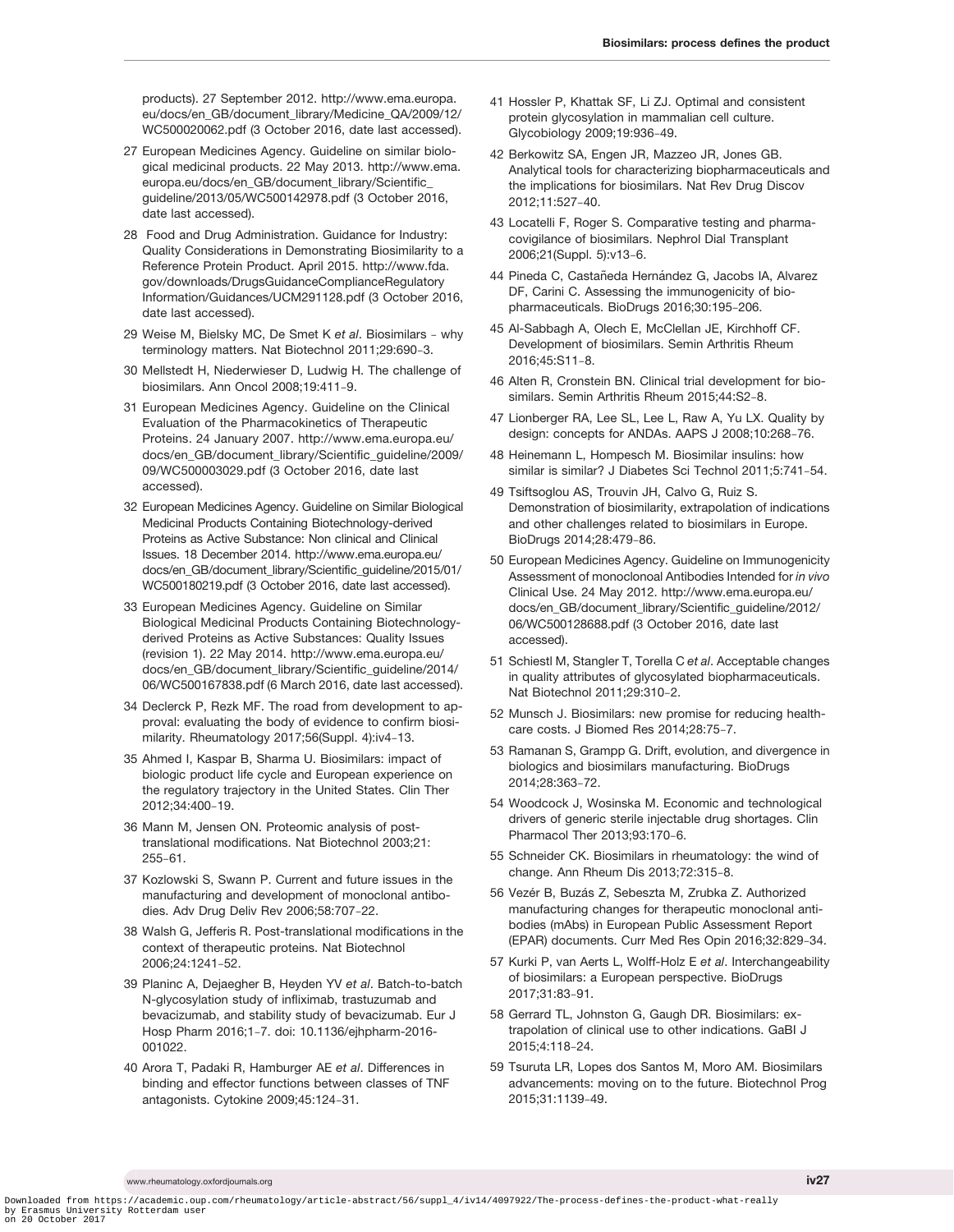products). 27 September 2012. http://www.ema.europa.eu/docs/en_GB/document_library/Medicine_QA/2009/12/WC500020062.pdf (3 October 2016, date last accessed).

27 European Medicines Agency. Guideline on similar biological medicinal products. 22 May 2013. http://www.ema.europa.eu/docs/en_GB/document_library/Scientific_guideline/2013/05/WC500142978.pdf (3 October 2016, date last accessed).

28 Food and Drug Administration. Guidance for Industry: Quality Considerations in Demonstrating Biosimilarity to a Reference Protein Product. April 2015. http://www.fda.gov/downloads/DrugsGuidanceComplianceRegulatoryInformation/Guidances/UCM291128.pdf (3 October 2016, date last accessed).

29 Weise M, Bielsky MC, De Smet K *et al*. Biosimilars – why terminology matters. Nat Biotechnol 2011;29:690–3.

30 Mellstedt H, Niederwieser D, Ludwig H. The challenge of biosimilars. Ann Oncol 2008;19:411–9.

31 European Medicines Agency. Guideline on the Clinical Evaluation of the Pharmacokinetics of Therapeutic Proteins. 24 January 2007. http://www.ema.europa.eu/docs/en_GB/document_library/Scientific_guideline/2009/09/WC500003029.pdf (3 October 2016, date last accessed).

32 European Medicines Agency. Guideline on Similar Biological Medicinal Products Containing Biotechnology-derived Proteins as Active Substance: Non clinical and Clinical Issues. 18 December 2014. http://www.ema.europa.eu/docs/en_GB/document_library/Scientific_guideline/2015/01/WC500180219.pdf (3 October 2016, date last accessed).

33 European Medicines Agency. Guideline on Similar Biological Medicinal Products Containing Biotechnology-derived Proteins as Active Substances: Quality Issues (revision 1). 22 May 2014. http://www.ema.europa.eu/docs/en_GB/document_library/Scientific_guideline/2014/06/WC500167838.pdf (6 March 2016, date last accessed).

34 Declerck P, Rezk MF. The road from development to approval: evaluating the body of evidence to confirm biosimilarity. Rheumatology 2017;56(Suppl. 4):iv4–13.

35 Ahmed I, Kaspar B, Sharma U. Biosimilars: impact of biologic product life cycle and European experience on the regulatory trajectory in the United States. Clin Ther 2012;34:400–19.

36 Mann M, Jensen ON. Proteomic analysis of post-translational modifications. Nat Biotechnol 2003;21:255–61.

37 Kozlowski S, Swann P. Current and future issues in the manufacturing and development of monoclonal antibodies. Adv Drug Deliv Rev 2006;58:707–22.

38 Walsh G, Jefferis R. Post-translational modifications in the context of therapeutic proteins. Nat Biotechnol 2006;24:1241–52.

39 Planinc A, Dejaegher B, Heyden YV *et al*. Batch-to-batch N-glycosylation study of infliximab, trastuzumab and bevacizumab, and stability study of bevacizumab. Eur J Hosp Pharm 2016;1–7. doi: 10.1136/ejhpharm-2016-001022.

40 Arora T, Padaki R, Hamburger AE *et al*. Differences in binding and effector functions between classes of TNF antagonists. Cytokine 2009;45:124–31.

41 Hossler P, Khattak SF, Li ZJ. Optimal and consistent protein glycosylation in mammalian cell culture. Glycobiology 2009;19:936–49.

42 Berkowitz SA, Engen JR, Mazzeo JR, Jones GB. Analytical tools for characterizing biopharmaceuticals and the implications for biosimilars. Nat Rev Drug Discov 2012;11:527–40.

43 Locatelli F, Roger S. Comparative testing and pharmacovigilance of biosimilars. Nephrol Dial Transplant 2006;21(Suppl. 5):v13–6.

44 Pineda C, Castañeda Hernández G, Jacobs IA, Alvarez DF, Carini C. Assessing the immunogenicity of biopharmaceuticals. BioDrugs 2016;30:195–206.

45 Al-Sabbagh A, Olech E, McClellan JE, Kirchhoff CF. Development of biosimilars. Semin Arthritis Rheum 2016;45:S11–8.

46 Alten R, Cronstein BN. Clinical trial development for biosimilars. Semin Arthritis Rheum 2015;44:S2–8.

47 Lionberger RA, Lee SL, Lee L, Raw A, Yu LX. Quality by design: concepts for ANDAs. AAPS J 2008;10:268–76.

48 Heinemann L, Hompesch M. Biosimilar insulins: how similar is similar? J Diabetes Sci Technol 2011;5:741–54.

49 Tsiftsoglou AS, Trouvin JH, Calvo G, Ruiz S. Demonstration of biosimilarity, extrapolation of indications and other challenges related to biosimilars in Europe. BioDrugs 2014;28:479–86.

50 European Medicines Agency. Guideline on Immunogenicity Assessment of monoclonal Antibodies Intended for *in vivo* Clinical Use. 24 May 2012. http://www.ema.europa.eu/docs/en_GB/document_library/Scientific_guideline/2012/06/WC500128688.pdf (3 October 2016, date last accessed).

51 Schiestl M, Stangler T, Torella C *et al*. Acceptable changes in quality attributes of glycosylated biopharmaceuticals. Nat Biotechnol 2011;29:310–2.

52 Munsch J. Biosimilars: new promise for reducing healthcare costs. J Biomed Res 2014;28:75–7.

53 Ramanan S, Grampp G. Drift, evolution, and divergence in biologics and biosimilars manufacturing. BioDrugs 2014;28:363–72.

54 Woodcock J, Wosinska M. Economic and technological drivers of generic sterile injectable drug shortages. Clin Pharmacol Ther 2013;93:170–6.

55 Schneider CK. Biosimilars in rheumatology: the wind of change. Ann Rheum Dis 2013;72:315–8.

56 Vezér B, Buzás Z, Sebeszta M, Zrubka Z. Authorized manufacturing changes for therapeutic monoclonal antibodies (mAbs) in European Public Assessment Report (EPAR) documents. Curr Med Res Opin 2016;32:829–34.

57 Kurki P, van Aerts L, Wolff-Holz E *et al*. Interchangeability of biosimilars: a European perspective. BioDrugs 2017;31:83–91.

58 Gerrard TL, Johnston G, Gaugh DR. Biosimilars: extrapolation of clinical use to other indications. GaBI J 2015;4:118–24.

59 Tsuruta LR, Lopes dos Santos M, Moro AM. Biosimilars advancements: moving on to the future. Biotechnol Prog 2015;31:1139–49.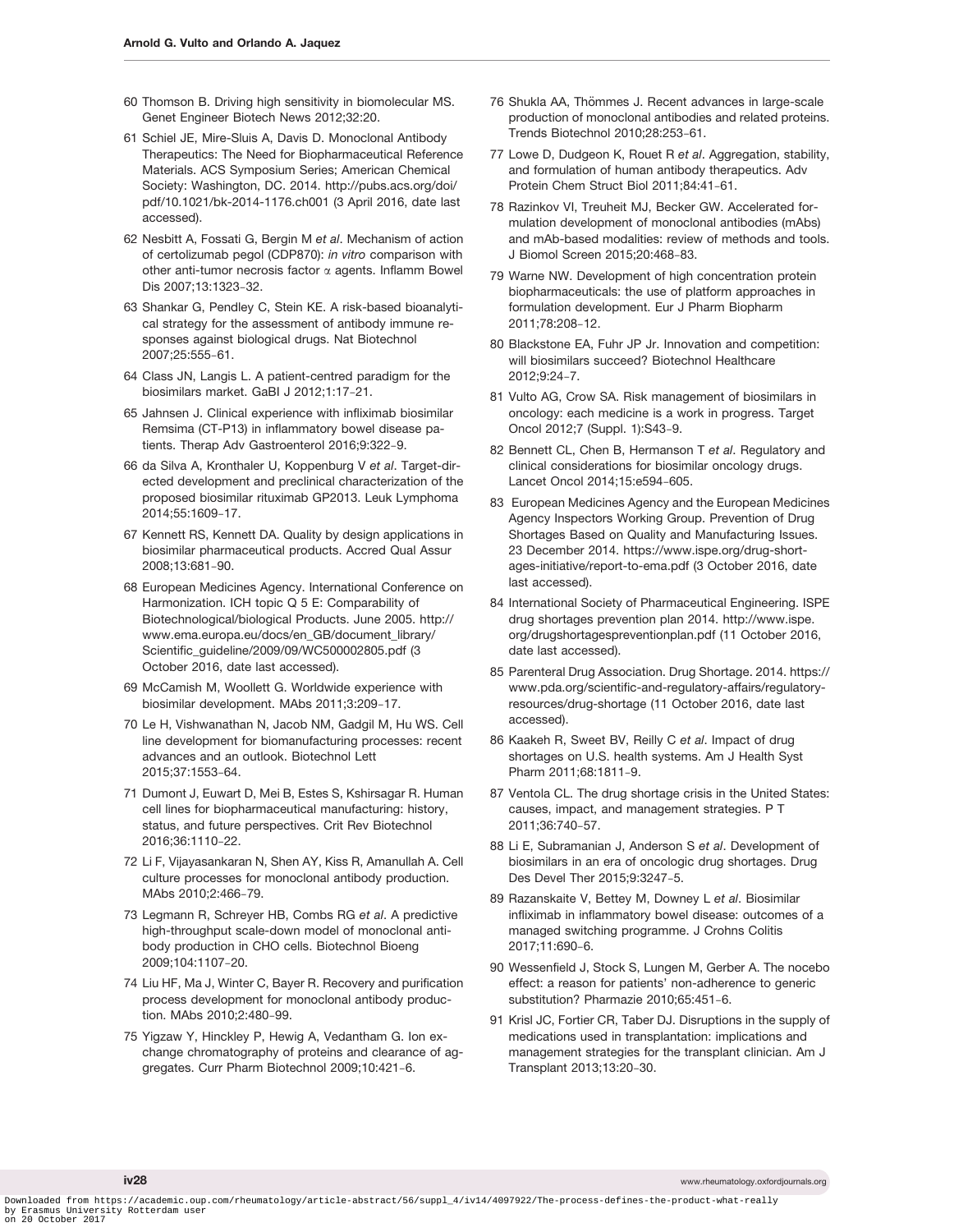60 Thomson B. Driving high sensitivity in biomolecular MS. Genet Engineer Biotech News 2012;32:20.

61 Schiel JE, Mire-Sluis A, Davis D. Monoclonal Antibody Therapeutics: The Need for Biopharmaceutical Reference Materials. ACS Symposium Series; American Chemical Society: Washington, DC. 2014. http://pubs.acs.org/doi/pdf/10.1021/bk-2014-1176.ch001 (3 April 2016, date last accessed).

62 Nesbitt A, Fossati G, Bergin M *et al*. Mechanism of action of certolizumab pegol (CDP870): *in vitro* comparison with other anti-tumor necrosis factor α agents. Inflamm Bowel Dis 2007;13:1323–32.

63 Shankar G, Pendley C, Stein KE. A risk-based bioanalytical strategy for the assessment of antibody immune responses against biological drugs. Nat Biotechnol 2007;25:555–61.

64 Class JN, Langis L. A patient-centred paradigm for the biosimilars market. GaBI J 2012;1:17–21.

65 Jahnsen J. Clinical experience with infliximab biosimilar Remsima (CT-P13) in inflammatory bowel disease patients. Therap Adv Gastroenterol 2016;9:322–9.

66 da Silva A, Kronthaler U, Koppenburg V *et al*. Target-directed development and preclinical characterization of the proposed biosimilar rituximab GP2013. Leuk Lymphoma 2014;55:1609–17.

67 Kennett RS, Kennett DA. Quality by design applications in biosimilar pharmaceutical products. Accred Qual Assur 2008;13:681–90.

68 European Medicines Agency. International Conference on Harmonization. ICH topic Q 5 E: Comparability of Biotechnological/biological Products. June 2005. http://www.ema.europa.eu/docs/en_GB/document_library/Scientific_guideline/2009/09/WC500002805.pdf (3 October 2016, date last accessed).

69 McCamish M, Woollett G. Worldwide experience with biosimilar development. MAbs 2011;3:209–17.

70 Le H, Vishwanathan N, Jacob NM, Gadgil M, Hu WS. Cell line development for biomanufacturing processes: recent advances and an outlook. Biotechnol Lett 2015;37:1553–64.

71 Dumont J, Euwart D, Mei B, Estes S, Kshirsagar R. Human cell lines for biopharmaceutical manufacturing: history, status, and future perspectives. Crit Rev Biotechnol 2016;36:1110–22.

72 Li F, Vijayasankaran N, Shen AY, Kiss R, Amanullah A. Cell culture processes for monoclonal antibody production. MAbs 2010;2:466–79.

73 Legmann R, Schreyer HB, Combs RG *et al*. A predictive high-throughput scale-down model of monoclonal antibody production in CHO cells. Biotechnol Bioeng 2009;104:1107–20.

74 Liu HF, Ma J, Winter C, Bayer R. Recovery and purification process development for monoclonal antibody production. MAbs 2010;2:480–99.

75 Yigzaw Y, Hinckley P, Hewig A, Vedantham G. Ion exchange chromatography of proteins and clearance of aggregates. Curr Pharm Biotechnol 2009;10:421–6.

76 Shukla AA, Thömmes J. Recent advances in large-scale production of monoclonal antibodies and related proteins. Trends Biotechnol 2010;28:253–61.

77 Lowe D, Dudgeon K, Rouet R *et al*. Aggregation, stability, and formulation of human antibody therapeutics. Adv Protein Chem Struct Biol 2011;84:41–61.

78 Razinkov VI, Treuheit MJ, Becker GW. Accelerated formulation development of monoclonal antibodies (mAbs) and mAb-based modalities: review of methods and tools. J Biomol Screen 2015;20:468–83.

79 Warne NW. Development of high concentration protein biopharmaceuticals: the use of platform approaches in formulation development. Eur J Pharm Biopharm 2011;78:208–12.

80 Blackstone EA, Fuhr JP Jr. Innovation and competition: will biosimilars succeed? Biotechnol Healthcare 2012;9:24–7.

81 Vulto AG, Crow SA. Risk management of biosimilars in oncology: each medicine is a work in progress. Target Oncol 2012;7 (Suppl. 1):S43–9.

82 Bennett CL, Chen B, Hermanson T *et al*. Regulatory and clinical considerations for biosimilar oncology drugs. Lancet Oncol 2014;15:e594–605.

83 European Medicines Agency and the European Medicines Agency Inspectors Working Group. Prevention of Drug Shortages Based on Quality and Manufacturing Issues. 23 December 2014. https://www.ispe.org/drug-shortages-initiative/report-to-ema.pdf (3 October 2016, date last accessed).

84 International Society of Pharmaceutical Engineering. ISPE drug shortages prevention plan 2014. http://www.ispe.org/drugshortagespreventionplan.pdf (11 October 2016, date last accessed).

85 Parenteral Drug Association. Drug Shortage. 2014. https://www.pda.org/scientific-and-regulatory-affairs/regulatory-resources/drug-shortage (11 October 2016, date last accessed).

86 Kaakeh R, Sweet BV, Reilly C *et al*. Impact of drug shortages on U.S. health systems. Am J Health Syst Pharm 2011;68:1811–9.

87 Ventola CL. The drug shortage crisis in the United States: causes, impact, and management strategies. P T 2011;36:740–57.

88 Li E, Subramanian J, Anderson S *et al*. Development of biosimilars in an era of oncologic drug shortages. Drug Des Devel Ther 2015;9:3247–5.

89 Razanskaite V, Bettey M, Downey L *et al*. Biosimilar infliximab in inflammatory bowel disease: outcomes of a managed switching programme. J Crohns Colitis 2017;11:690–6.

90 Wessenfield J, Stock S, Lungen M, Gerber A. The nocebo effect: a reason for patients' non-adherence to generic substitution? Pharmazie 2010;65:451–6.

91 Krisl JC, Fortier CR, Taber DJ. Disruptions in the supply of medications used in transplantation: implications and management strategies for the transplant clinician. Am J Transplant 2013;13:20–30.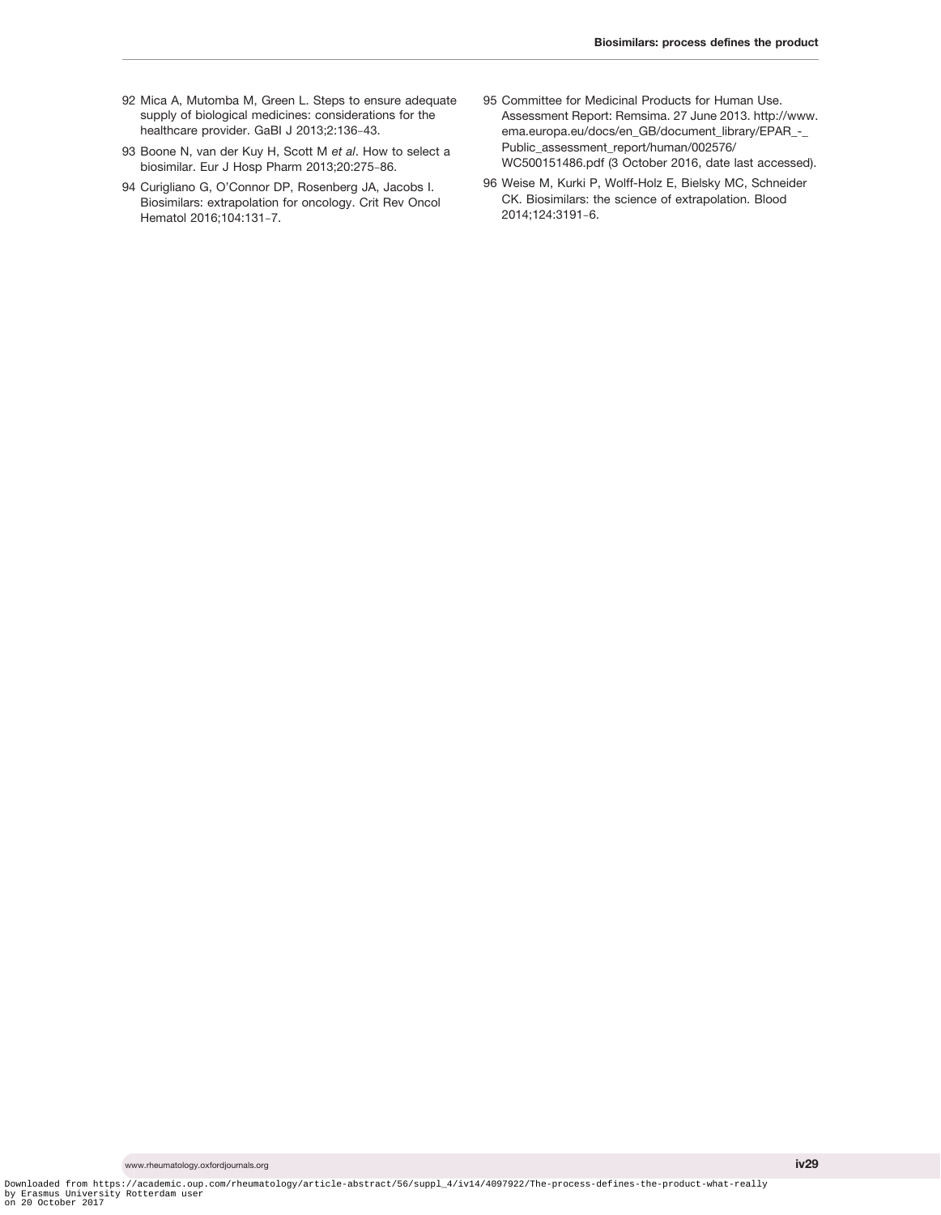92 Mica A, Mutomba M, Green L. Steps to ensure adequate supply of biological medicines: considerations for the healthcare provider. GaBI J 2013;2:136–43.

93 Boone N, van der Kuy H, Scott M *et al*. How to select a biosimilar. Eur J Hosp Pharm 2013;20:275–86.

94 Curigliano G, O'Connor DP, Rosenberg JA, Jacobs I. Biosimilars: extrapolation for oncology. Crit Rev Oncol Hematol 2016;104:131–7.

95 Committee for Medicinal Products for Human Use. Assessment Report: Remsima. 27 June 2013. http://www.ema.europa.eu/docs/en_GB/document_library/EPAR_-_Public_assessment_report/human/002576/WC500151486.pdf (3 October 2016, date last accessed).

96 Weise M, Kurki P, Wolff-Holz E, Bielsky MC, Schneider CK. Biosimilars: the science of extrapolation. Blood 2014;124:3191–6.